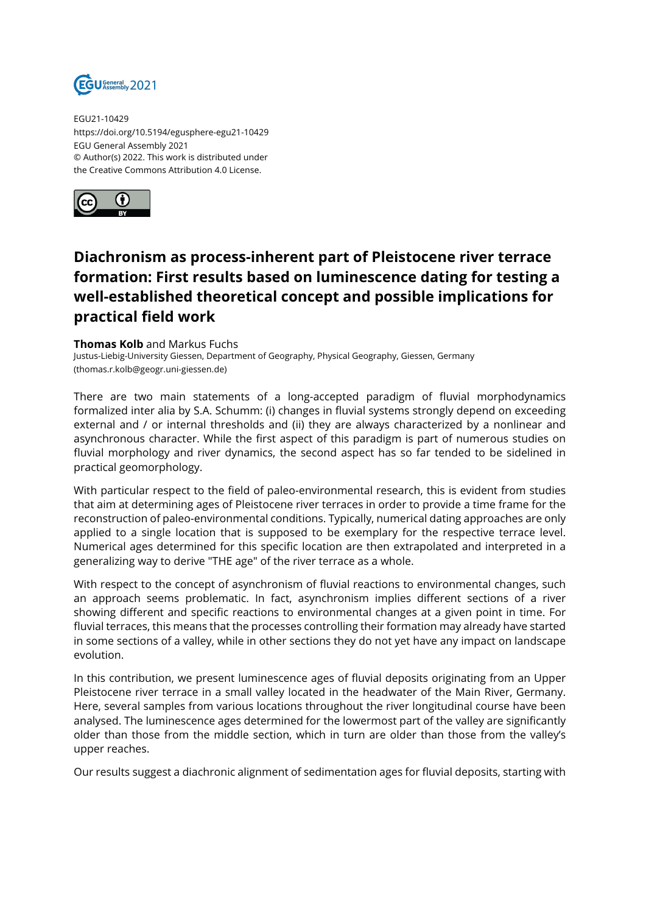EGU21-10429
https://doi.org/10.5194/egusphere-egu21-10429
EGU General Assembly 2021
© Author(s) 2022. This work is distributed under
the Creative Commons Attribution 4.0 License.

# Diachronism as process-inherent part of Pleistocene river terrace formation: First results based on luminescence dating for testing a well-established theoretical concept and possible implications for practical field work

**Thomas Kolb** and Markus Fuchs
Justus-Liebig-University Giessen, Department of Geography, Physical Geography, Giessen, Germany (thomas.r.kolb@geogr.uni-giessen.de)

There are two main statements of a long-accepted paradigm of fluvial morphodynamics formalized inter alia by S.A. Schumm: (i) changes in fluvial systems strongly depend on exceeding external and / or internal thresholds and (ii) they are always characterized by a nonlinear and asynchronous character. While the first aspect of this paradigm is part of numerous studies on fluvial morphology and river dynamics, the second aspect has so far tended to be sidelined in practical geomorphology.

With particular respect to the field of paleo-environmental research, this is evident from studies that aim at determining ages of Pleistocene river terraces in order to provide a time frame for the reconstruction of paleo-environmental conditions. Typically, numerical dating approaches are only applied to a single location that is supposed to be exemplary for the respective terrace level. Numerical ages determined for this specific location are then extrapolated and interpreted in a generalizing way to derive "THE age" of the river terrace as a whole.

With respect to the concept of asynchronism of fluvial reactions to environmental changes, such an approach seems problematic. In fact, asynchronism implies different sections of a river showing different and specific reactions to environmental changes at a given point in time. For fluvial terraces, this means that the processes controlling their formation may already have started in some sections of a valley, while in other sections they do not yet have any impact on landscape evolution.

In this contribution, we present luminescence ages of fluvial deposits originating from an Upper Pleistocene river terrace in a small valley located in the headwater of the Main River, Germany. Here, several samples from various locations throughout the river longitudinal course have been analysed. The luminescence ages determined for the lowermost part of the valley are significantly older than those from the middle section, which in turn are older than those from the valley's upper reaches.

Our results suggest a diachronic alignment of sedimentation ages for fluvial deposits, starting with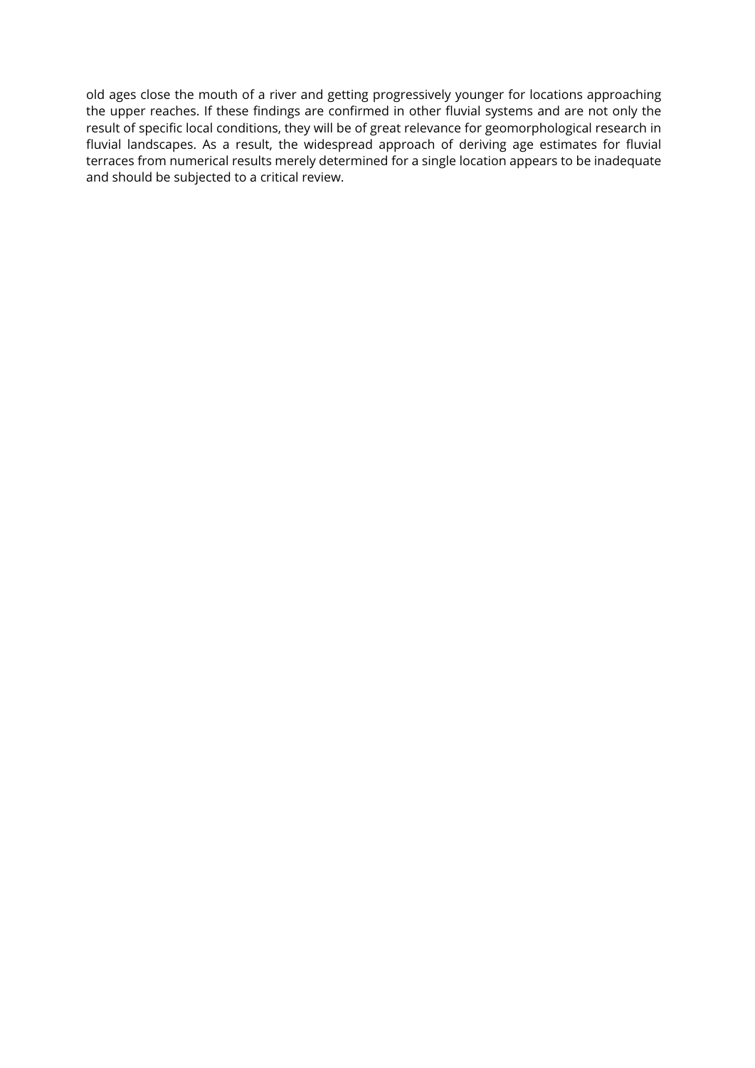old ages close the mouth of a river and getting progressively younger for locations approaching the upper reaches. If these findings are confirmed in other fluvial systems and are not only the result of specific local conditions, they will be of great relevance for geomorphological research in fluvial landscapes. As a result, the widespread approach of deriving age estimates for fluvial terraces from numerical results merely determined for a single location appears to be inadequate and should be subjected to a critical review.